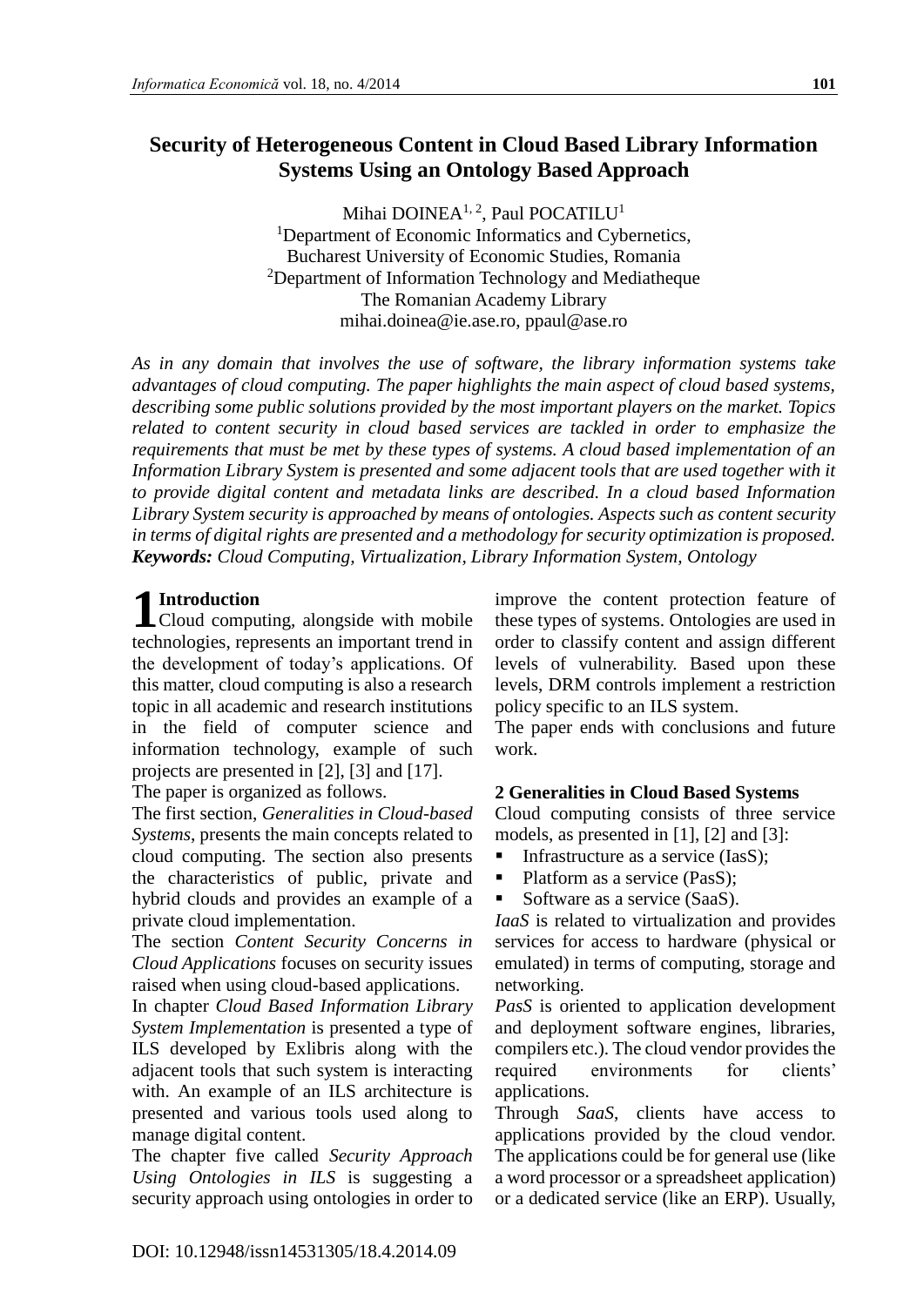# Security of Heterogeneous Content in Cloud Based Library Information Systems Using an Ontology Based Approach

Mihai DOINEA[1, 2], Paul POCATILU[1]
[1]Department of Economic Informatics and Cybernetics,
Bucharest University of Economic Studies, Romania
[2]Department of Information Technology and Mediatheque
The Romanian Academy Library
mihai.doinea@ie.ase.ro, ppaul@ase.ro

*As in any domain that involves the use of software, the library information systems take advantages of cloud computing. The paper highlights the main aspect of cloud based systems, describing some public solutions provided by the most important players on the market. Topics related to content security in cloud based services are tackled in order to emphasize the requirements that must be met by these types of systems. A cloud based implementation of an Information Library System is presented and some adjacent tools that are used together with it to provide digital content and metadata links are described. In a cloud based Information Library System security is approached by means of ontologies. Aspects such as content security in terms of digital rights are presented and a methodology for security optimization is proposed.*
***Keywords:*** *Cloud Computing, Virtualization, Library Information System, Ontology*

## 1 Introduction

Cloud computing, alongside with mobile technologies, represents an important trend in the development of today's applications. Of this matter, cloud computing is also a research topic in all academic and research institutions in the field of computer science and information technology, example of such projects are presented in [2], [3] and [17].

The paper is organized as follows.

The first section, *Generalities in Cloud-based Systems*, presents the main concepts related to cloud computing. The section also presents the characteristics of public, private and hybrid clouds and provides an example of a private cloud implementation.

The section *Content Security Concerns in Cloud Applications* focuses on security issues raised when using cloud-based applications.

In chapter *Cloud Based Information Library System Implementation* is presented a type of ILS developed by Exlibris along with the adjacent tools that such system is interacting with. An example of an ILS architecture is presented and various tools used along to manage digital content.

The chapter five called *Security Approach Using Ontologies in ILS* is suggesting a security approach using ontologies in order to improve the content protection feature of these types of systems. Ontologies are used in order to classify content and assign different levels of vulnerability. Based upon these levels, DRM controls implement a restriction policy specific to an ILS system.

The paper ends with conclusions and future work.

## 2 Generalities in Cloud Based Systems

Cloud computing consists of three service models, as presented in [1], [2] and [3]:

- Infrastructure as a service (IasS);
- Platform as a service (PasS);
- Software as a service (SaaS).

*IaaS* is related to virtualization and provides services for access to hardware (physical or emulated) in terms of computing, storage and networking.

*PasS* is oriented to application development and deployment software engines, libraries, compilers etc.). The cloud vendor provides the required environments for clients' applications.

Through *SaaS*, clients have access to applications provided by the cloud vendor. The applications could be for general use (like a word processor or a spreadsheet application) or a dedicated service (like an ERP). Usually,

DOI: 10.12948/issn14531305/18.4.2014.09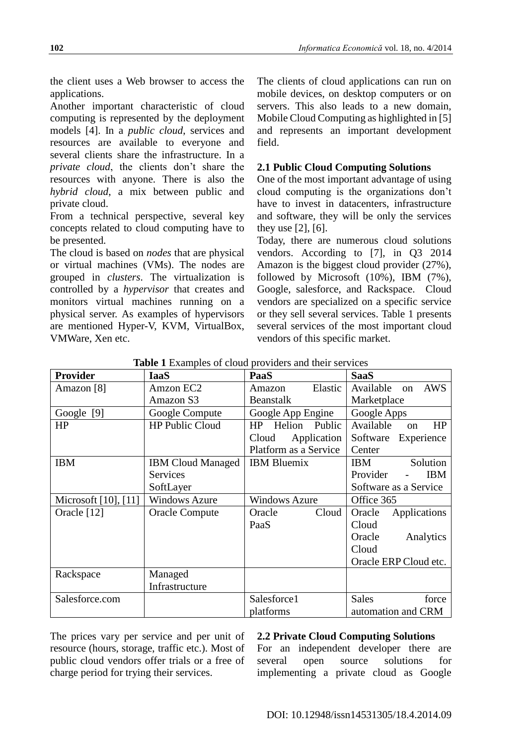the client uses a Web browser to access the applications.

Another important characteristic of cloud computing is represented by the deployment models [4]. In a *public cloud*, services and resources are available to everyone and several clients share the infrastructure. In a *private cloud*, the clients don't share the resources with anyone. There is also the *hybrid cloud*, a mix between public and private cloud.

From a technical perspective, several key concepts related to cloud computing have to be presented.

The cloud is based on *nodes* that are physical or virtual machines (VMs). The nodes are grouped in *clusters*. The virtualization is controlled by a *hypervisor* that creates and monitors virtual machines running on a physical server. As examples of hypervisors are mentioned Hyper-V, KVM, VirtualBox, VMWare, Xen etc.

The clients of cloud applications can run on mobile devices, on desktop computers or on servers. This also leads to a new domain, Mobile Cloud Computing as highlighted in [5] and represents an important development field.

### 2.1 Public Cloud Computing Solutions

One of the most important advantage of using cloud computing is the organizations don't have to invest in datacenters, infrastructure and software, they will be only the services they use [2], [6].

Today, there are numerous cloud solutions vendors. According to [7], in Q3 2014 Amazon is the biggest cloud provider (27%), followed by Microsoft (10%), IBM (7%), Google, salesforce, and Rackspace. Cloud vendors are specialized on a specific service or they sell several services. Table 1 presents several services of the most important cloud vendors of this specific market.

**Table 1** Examples of cloud providers and their services

| Provider | IaaS | PaaS | SaaS |
|---|---|---|---|
| Amazon [8] | Amzon EC2<br>Amazon S3 | Amazon Elastic Beanstalk | Available on AWS Marketplace |
| Google [9] | Google Compute | Google App Engine | Google Apps |
| HP | HP Public Cloud | HP Helion Public Cloud Application Platform as a Service | Available on HP Software Experience Center |
| IBM | IBM Cloud Managed Services<br>SoftLayer | IBM Bluemix | IBM Solution Provider - IBM Software as a Service |
| Microsoft [10], [11] | Windows Azure | Windows Azure | Office 365 |
| Oracle [12] | Oracle Compute | Oracle Cloud PaaS | Oracle Applications Cloud<br>Oracle Analytics Cloud<br>Oracle ERP Cloud etc. |
| Rackspace | Managed Infrastructure | | |
| Salesforce.com | | Salesforce1 platforms | Sales force automation and CRM |

The prices vary per service and per unit of resource (hours, storage, traffic etc.). Most of public cloud vendors offer trials or a free of charge period for trying their services.

### 2.2 Private Cloud Computing Solutions

For an independent developer there are several open source solutions for implementing a private cloud as Google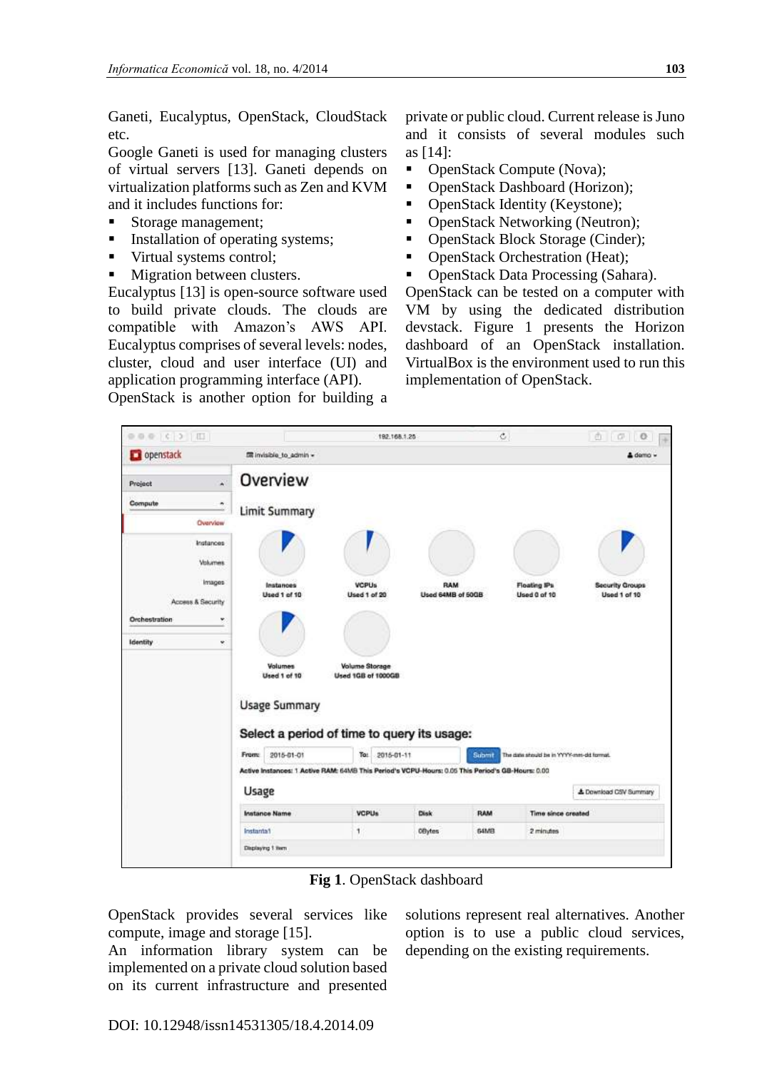Ganeti, Eucalyptus, OpenStack, CloudStack etc.

Google Ganeti is used for managing clusters of virtual servers [13]. Ganeti depends on virtualization platforms such as Zen and KVM and it includes functions for:

- Storage management;
- Installation of operating systems;
- Virtual systems control;
- Migration between clusters.

Eucalyptus [13] is open-source software used to build private clouds. The clouds are compatible with Amazon's AWS API. Eucalyptus comprises of several levels: nodes, cluster, cloud and user interface (UI) and application programming interface (API).

OpenStack is another option for building a private or public cloud. Current release is Juno and it consists of several modules such as [14]:

- OpenStack Compute (Nova);
- OpenStack Dashboard (Horizon);
- OpenStack Identity (Keystone);
- OpenStack Networking (Neutron);
- OpenStack Block Storage (Cinder);
- OpenStack Orchestration (Heat);
- OpenStack Data Processing (Sahara).

OpenStack can be tested on a computer with VM by using the dedicated distribution devstack. Figure 1 presents the Horizon dashboard of an OpenStack installation. VirtualBox is the environment used to run this implementation of OpenStack.

**Fig 1**. OpenStack dashboard

OpenStack provides several services like compute, image and storage [15].

An information library system can be implemented on a private cloud solution based on its current infrastructure and presented solutions represent real alternatives. Another option is to use a public cloud services, depending on the existing requirements.

DOI: 10.12948/issn14531305/18.4.2014.09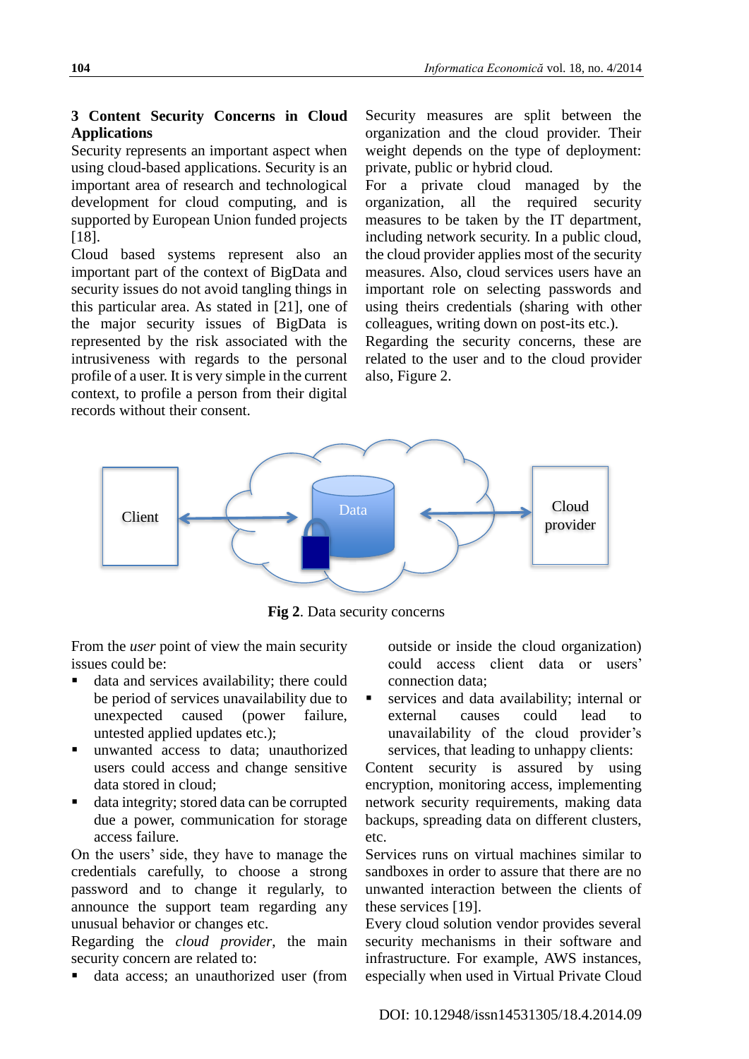## 3 Content Security Concerns in Cloud Applications

Security represents an important aspect when using cloud-based applications. Security is an important area of research and technological development for cloud computing, and is supported by European Union funded projects [18].

Cloud based systems represent also an important part of the context of BigData and security issues do not avoid tangling things in this particular area. As stated in [21], one of the major security issues of BigData is represented by the risk associated with the intrusiveness with regards to the personal profile of a user. It is very simple in the current context, to profile a person from their digital records without their consent.

Security measures are split between the organization and the cloud provider. Their weight depends on the type of deployment: private, public or hybrid cloud.

For a private cloud managed by the organization, all the required security measures to be taken by the IT department, including network security. In a public cloud, the cloud provider applies most of the security measures. Also, cloud services users have an important role on selecting passwords and using theirs credentials (sharing with other colleagues, writing down on post-its etc.).

Regarding the security concerns, these are related to the user and to the cloud provider also, Figure 2.

**Fig 2**. Data security concerns

From the *user* point of view the main security issues could be:

- data and services availability; there could be period of services unavailability due to unexpected caused (power failure, untested applied updates etc.);
- unwanted access to data; unauthorized users could access and change sensitive data stored in cloud;
- data integrity; stored data can be corrupted due a power, communication for storage access failure.

On the users' side, they have to manage the credentials carefully, to choose a strong password and to change it regularly, to announce the support team regarding any unusual behavior or changes etc.

Regarding the *cloud provider*, the main security concern are related to:

- data access; an unauthorized user (from outside or inside the cloud organization) could access client data or users' connection data;
- services and data availability; internal or external causes could lead to unavailability of the cloud provider's services, that leading to unhappy clients:

Content security is assured by using encryption, monitoring access, implementing network security requirements, making data backups, spreading data on different clusters, etc.

Services runs on virtual machines similar to sandboxes in order to assure that there are no unwanted interaction between the clients of these services [19].

Every cloud solution vendor provides several security mechanisms in their software and infrastructure. For example, AWS instances, especially when used in Virtual Private Cloud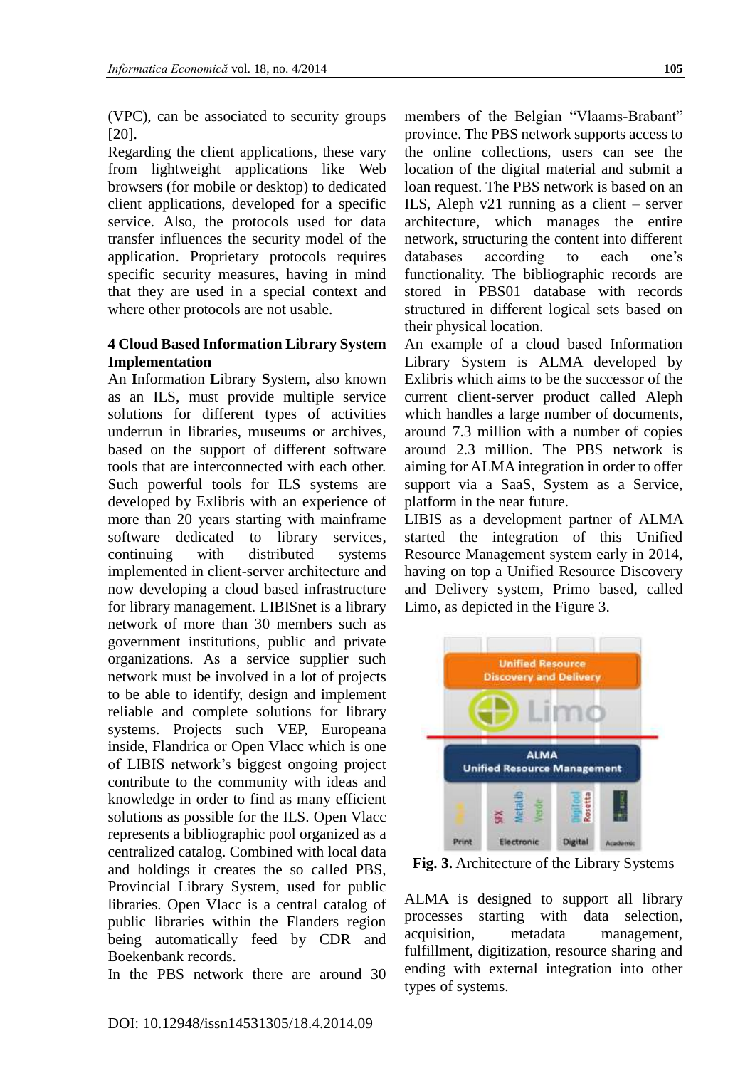(VPC), can be associated to security groups [20].

Regarding the client applications, these vary from lightweight applications like Web browsers (for mobile or desktop) to dedicated client applications, developed for a specific service. Also, the protocols used for data transfer influences the security model of the application. Proprietary protocols requires specific security measures, having in mind that they are used in a special context and where other protocols are not usable.

## 4 Cloud Based Information Library System Implementation

An **I**nformation **L**ibrary **S**ystem, also known as an ILS, must provide multiple service solutions for different types of activities underrun in libraries, museums or archives, based on the support of different software tools that are interconnected with each other. Such powerful tools for ILS systems are developed by Exlibris with an experience of more than 20 years starting with mainframe software dedicated to library services, continuing with distributed systems implemented in client-server architecture and now developing a cloud based infrastructure for library management. LIBISnet is a library network of more than 30 members such as government institutions, public and private organizations. As a service supplier such network must be involved in a lot of projects to be able to identify, design and implement reliable and complete solutions for library systems. Projects such VEP, Europeana inside, Flandrica or Open Vlacc which is one of LIBIS network's biggest ongoing project contribute to the community with ideas and knowledge in order to find as many efficient solutions as possible for the ILS. Open Vlacc represents a bibliographic pool organized as a centralized catalog. Combined with local data and holdings it creates the so called PBS, Provincial Library System, used for public libraries. Open Vlacc is a central catalog of public libraries within the Flanders region being automatically feed by CDR and Boekenbank records.

In the PBS network there are around 30 members of the Belgian "Vlaams-Brabant" province. The PBS network supports access to the online collections, users can see the location of the digital material and submit a loan request. The PBS network is based on an ILS, Aleph v21 running as a client – server architecture, which manages the entire network, structuring the content into different databases according to each one's functionality. The bibliographic records are stored in PBS01 database with records structured in different logical sets based on their physical location.

An example of a cloud based Information Library System is ALMA developed by Exlibris which aims to be the successor of the current client-server product called Aleph which handles a large number of documents, around 7.3 million with a number of copies around 2.3 million. The PBS network is aiming for ALMA integration in order to offer support via a SaaS, System as a Service, platform in the near future.

LIBIS as a development partner of ALMA started the integration of this Unified Resource Management system early in 2014, having on top a Unified Resource Discovery and Delivery system, Primo based, called Limo, as depicted in the Figure 3.

**Fig. 3.** Architecture of the Library Systems

ALMA is designed to support all library processes starting with data selection, acquisition, metadata management, fulfillment, digitization, resource sharing and ending with external integration into other types of systems.

DOI: 10.12948/issn14531305/18.4.2014.09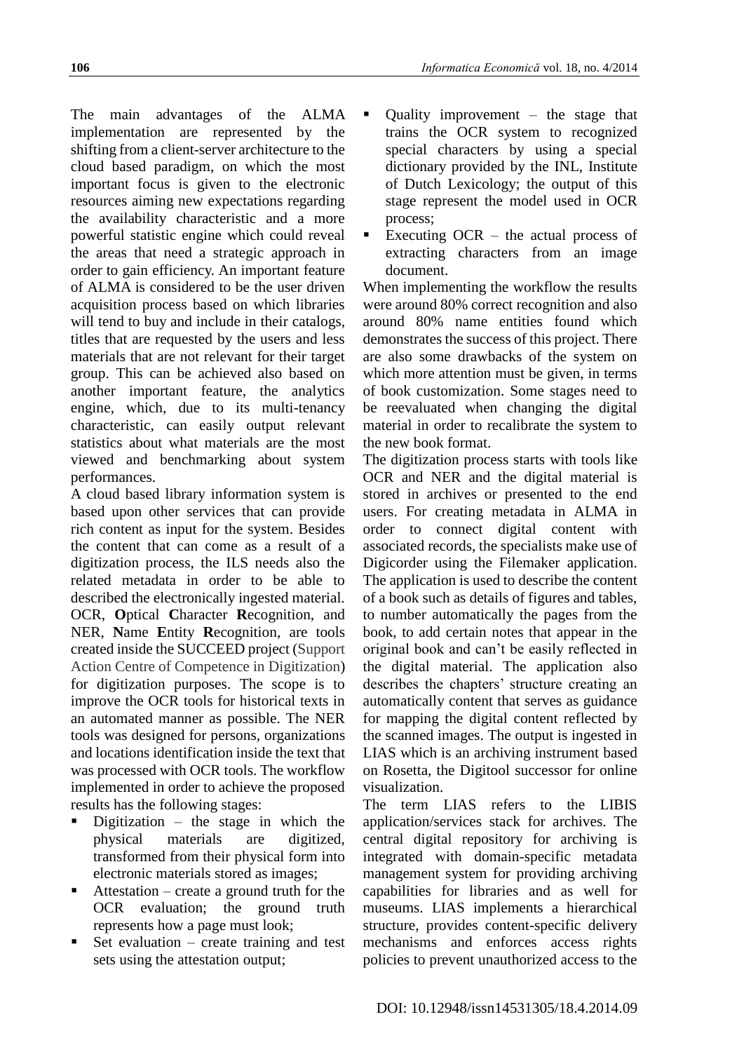The main advantages of the ALMA implementation are represented by the shifting from a client-server architecture to the cloud based paradigm, on which the most important focus is given to the electronic resources aiming new expectations regarding the availability characteristic and a more powerful statistic engine which could reveal the areas that need a strategic approach in order to gain efficiency. An important feature of ALMA is considered to be the user driven acquisition process based on which libraries will tend to buy and include in their catalogs, titles that are requested by the users and less materials that are not relevant for their target group. This can be achieved also based on another important feature, the analytics engine, which, due to its multi-tenancy characteristic, can easily output relevant statistics about what materials are the most viewed and benchmarking about system performances.

A cloud based library information system is based upon other services that can provide rich content as input for the system. Besides the content that can come as a result of a digitization process, the ILS needs also the related metadata in order to be able to described the electronically ingested material. OCR, **O**ptical **C**haracter **R**ecognition, and NER, **N**ame **E**ntity **R**ecognition, are tools created inside the SUCCEED project (Support Action Centre of Competence in Digitization) for digitization purposes. The scope is to improve the OCR tools for historical texts in an automated manner as possible. The NER tools was designed for persons, organizations and locations identification inside the text that was processed with OCR tools. The workflow implemented in order to achieve the proposed results has the following stages:

- Digitization – the stage in which the physical materials are digitized, transformed from their physical form into electronic materials stored as images;
- Attestation – create a ground truth for the OCR evaluation; the ground truth represents how a page must look;
- Set evaluation – create training and test sets using the attestation output;
- Quality improvement – the stage that trains the OCR system to recognized special characters by using a special dictionary provided by the INL, Institute of Dutch Lexicology; the output of this stage represent the model used in OCR process;
- Executing OCR – the actual process of extracting characters from an image document.

When implementing the workflow the results were around 80% correct recognition and also around 80% name entities found which demonstrates the success of this project. There are also some drawbacks of the system on which more attention must be given, in terms of book customization. Some stages need to be reevaluated when changing the digital material in order to recalibrate the system to the new book format.

The digitization process starts with tools like OCR and NER and the digital material is stored in archives or presented to the end users. For creating metadata in ALMA in order to connect digital content with associated records, the specialists make use of Digicorder using the Filemaker application. The application is used to describe the content of a book such as details of figures and tables, to number automatically the pages from the book, to add certain notes that appear in the original book and can't be easily reflected in the digital material. The application also describes the chapters' structure creating an automatically content that serves as guidance for mapping the digital content reflected by the scanned images. The output is ingested in LIAS which is an archiving instrument based on Rosetta, the Digitool successor for online visualization.

The term LIAS refers to the LIBIS application/services stack for archives. The central digital repository for archiving is integrated with domain-specific metadata management system for providing archiving capabilities for libraries and as well for museums. LIAS implements a hierarchical structure, provides content-specific delivery mechanisms and enforces access rights policies to prevent unauthorized access to the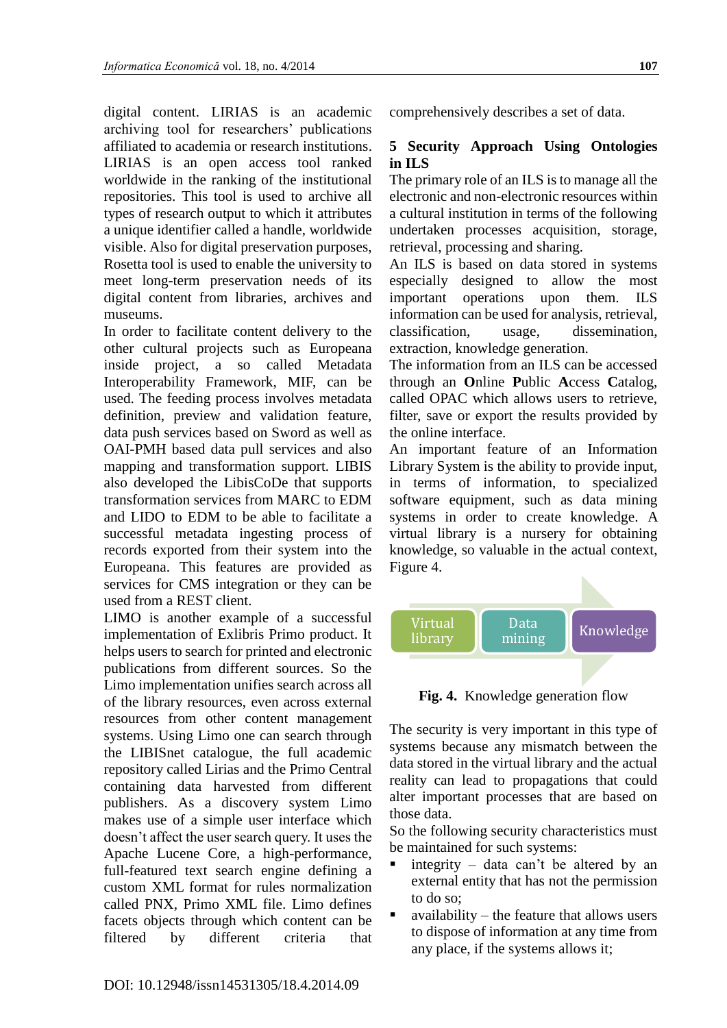digital content. LIRIAS is an academic archiving tool for researchers' publications affiliated to academia or research institutions. LIRIAS is an open access tool ranked worldwide in the ranking of the institutional repositories. This tool is used to archive all types of research output to which it attributes a unique identifier called a handle, worldwide visible. Also for digital preservation purposes, Rosetta tool is used to enable the university to meet long-term preservation needs of its digital content from libraries, archives and museums.

In order to facilitate content delivery to the other cultural projects such as Europeana inside project, a so called Metadata Interoperability Framework, MIF, can be used. The feeding process involves metadata definition, preview and validation feature, data push services based on Sword as well as OAI-PMH based data pull services and also mapping and transformation support. LIBIS also developed the LibisCoDe that supports transformation services from MARC to EDM and LIDO to EDM to be able to facilitate a successful metadata ingesting process of records exported from their system into the Europeana. This features are provided as services for CMS integration or they can be used from a REST client.

LIMO is another example of a successful implementation of Exlibris Primo product. It helps users to search for printed and electronic publications from different sources. So the Limo implementation unifies search across all of the library resources, even across external resources from other content management systems. Using Limo one can search through the LIBISnet catalogue, the full academic repository called Lirias and the Primo Central containing data harvested from different publishers. As a discovery system Limo makes use of a simple user interface which doesn't affect the user search query. It uses the Apache Lucene Core, a high-performance, full-featured text search engine defining a custom XML format for rules normalization called PNX, Primo XML file. Limo defines facets objects through which content can be filtered by different criteria that comprehensively describes a set of data.

## 5 Security Approach Using Ontologies in ILS

The primary role of an ILS is to manage all the electronic and non-electronic resources within a cultural institution in terms of the following undertaken processes acquisition, storage, retrieval, processing and sharing.

An ILS is based on data stored in systems especially designed to allow the most important operations upon them. ILS information can be used for analysis, retrieval, classification, usage, dissemination, extraction, knowledge generation.

The information from an ILS can be accessed through an **O**nline **P**ublic **A**ccess **C**atalog, called OPAC which allows users to retrieve, filter, save or export the results provided by the online interface.

An important feature of an Information Library System is the ability to provide input, in terms of information, to specialized software equipment, such as data mining systems in order to create knowledge. A virtual library is a nursery for obtaining knowledge, so valuable in the actual context, Figure 4.

Virtual library → Data mining → Knowledge

**Fig. 4.** Knowledge generation flow

The security is very important in this type of systems because any mismatch between the data stored in the virtual library and the actual reality can lead to propagations that could alter important processes that are based on those data.

So the following security characteristics must be maintained for such systems:

- integrity – data can't be altered by an external entity that has not the permission to do so;
- availability – the feature that allows users to dispose of information at any time from any place, if the systems allows it;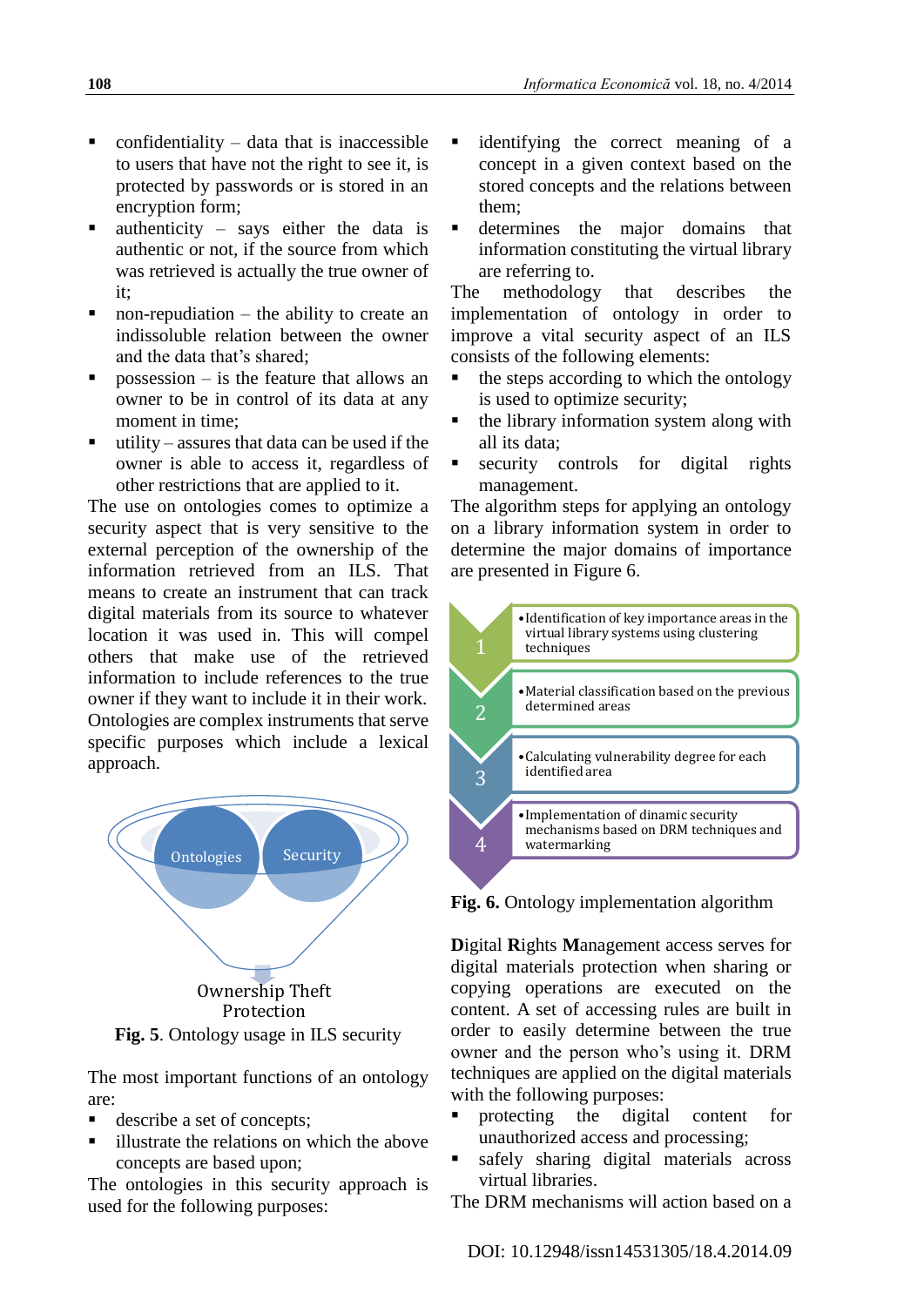- confidentiality – data that is inaccessible to users that have not the right to see it, is protected by passwords or is stored in an encryption form;
- authenticity – says either the data is authentic or not, if the source from which was retrieved is actually the true owner of it;
- non-repudiation – the ability to create an indissoluble relation between the owner and the data that's shared;
- possession – is the feature that allows an owner to be in control of its data at any moment in time;
- utility – assures that data can be used if the owner is able to access it, regardless of other restrictions that are applied to it.

The use on ontologies comes to optimize a security aspect that is very sensitive to the external perception of the ownership of the information retrieved from an ILS. That means to create an instrument that can track digital materials from its source to whatever location it was used in. This will compel others that make use of the retrieved information to include references to the true owner if they want to include it in their work. Ontologies are complex instruments that serve specific purposes which include a lexical approach.

Ontologies

Security

Ownership Theft Protection

**Fig. 5**. Ontology usage in ILS security

The most important functions of an ontology are:

- describe a set of concepts;
- illustrate the relations on which the above concepts are based upon;

The ontologies in this security approach is used for the following purposes:

- identifying the correct meaning of a concept in a given context based on the stored concepts and the relations between them;
- determines the major domains that information constituting the virtual library are referring to.

The methodology that describes the implementation of ontology in order to improve a vital security aspect of an ILS consists of the following elements:

- the steps according to which the ontology is used to optimize security;
- the library information system along with all its data;
- security controls for digital rights management.

The algorithm steps for applying an ontology on a library information system in order to determine the major domains of importance are presented in Figure 6.

1. Identification of key importance areas in the virtual library systems using clustering techniques
2. Material classification based on the previous determined areas
3. Calculating vulnerability degree for each identified area
4. Implementation of dinamic security mechanisms based on DRM techniques and watermarking

**Fig. 6.** Ontology implementation algorithm

**D**igital **R**ights **M**anagement access serves for digital materials protection when sharing or copying operations are executed on the content. A set of accessing rules are built in order to easily determine between the true owner and the person who's using it. DRM techniques are applied on the digital materials with the following purposes:

- protecting the digital content for unauthorized access and processing;
- safely sharing digital materials across virtual libraries.

The DRM mechanisms will action based on a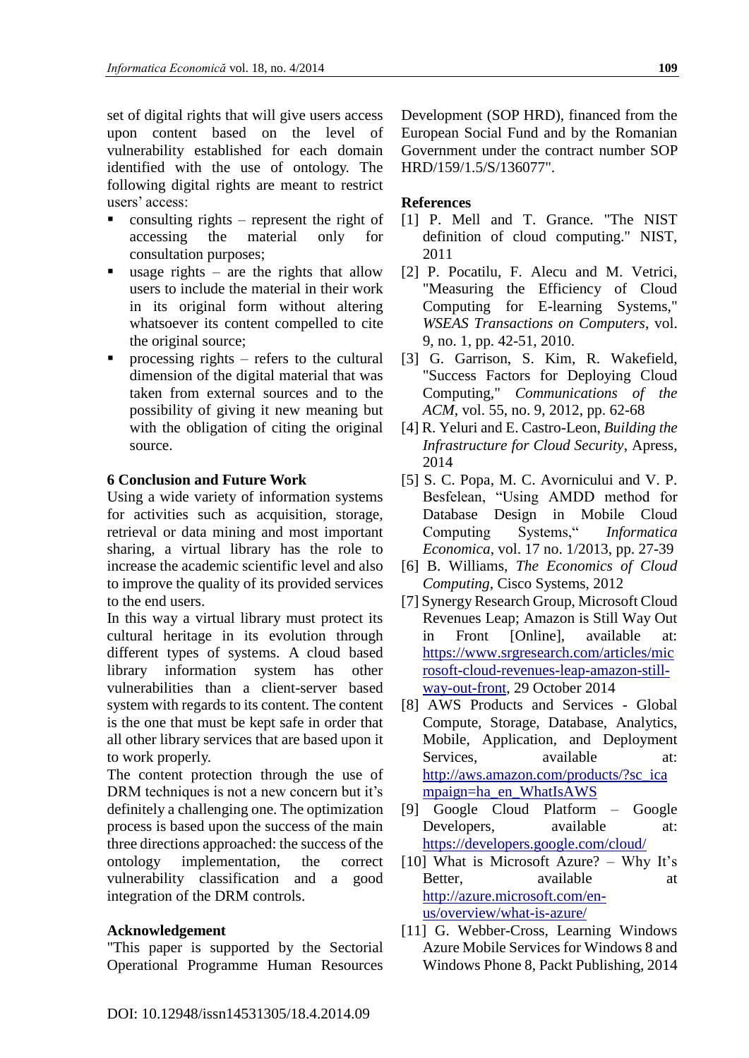set of digital rights that will give users access upon content based on the level of vulnerability established for each domain identified with the use of ontology. The following digital rights are meant to restrict users' access:

- consulting rights – represent the right of accessing the material only for consultation purposes;
- usage rights – are the rights that allow users to include the material in their work in its original form without altering whatsoever its content compelled to cite the original source;
- processing rights – refers to the cultural dimension of the digital material that was taken from external sources and to the possibility of giving it new meaning but with the obligation of citing the original source.

## 6 Conclusion and Future Work

Using a wide variety of information systems for activities such as acquisition, storage, retrieval or data mining and most important sharing, a virtual library has the role to increase the academic scientific level and also to improve the quality of its provided services to the end users.

In this way a virtual library must protect its cultural heritage in its evolution through different types of systems. A cloud based library information system has other vulnerabilities than a client-server based system with regards to its content. The content is the one that must be kept safe in order that all other library services that are based upon it to work properly.

The content protection through the use of DRM techniques is not a new concern but it's definitely a challenging one. The optimization process is based upon the success of the main three directions approached: the success of the ontology implementation, the correct vulnerability classification and a good integration of the DRM controls.

## Acknowledgement

"This paper is supported by the Sectorial Operational Programme Human Resources Development (SOP HRD), financed from the European Social Fund and by the Romanian Government under the contract number SOP HRD/159/1.5/S/136077".

## References

[1] P. Mell and T. Grance. "The NIST definition of cloud computing." NIST, 2011

[2] P. Pocatilu, F. Alecu and M. Vetrici, "Measuring the Efficiency of Cloud Computing for E-learning Systems," *WSEAS Transactions on Computers*, vol. 9, no. 1, pp. 42-51, 2010.

[3] G. Garrison, S. Kim, R. Wakefield, "Success Factors for Deploying Cloud Computing," *Communications of the ACM*, vol. 55, no. 9, 2012, pp. 62-68

[4] R. Yeluri and E. Castro-Leon, *Building the Infrastructure for Cloud Security*, Apress, 2014

[5] S. C. Popa, M. C. Avornicului and V. P. Besfelean, "Using AMDD method for Database Design in Mobile Cloud Computing Systems," *Informatica Economica*, vol. 17 no. 1/2013, pp. 27-39

[6] B. Williams, *The Economics of Cloud Computing*, Cisco Systems, 2012

[7] Synergy Research Group, Microsoft Cloud Revenues Leap; Amazon is Still Way Out in Front [Online], available at: https://www.srgresearch.com/articles/microsoft-cloud-revenues-leap-amazon-still-way-out-front, 29 October 2014

[8] AWS Products and Services - Global Compute, Storage, Database, Analytics, Mobile, Application, and Deployment Services, available at: http://aws.amazon.com/products/?sc_icampaign=ha_en_WhatIsAWS

[9] Google Cloud Platform – Google Developers, available at: https://developers.google.com/cloud/

[10] What is Microsoft Azure? – Why It's Better, available at http://azure.microsoft.com/en-us/overview/what-is-azure/

[11] G. Webber-Cross, Learning Windows Azure Mobile Services for Windows 8 and Windows Phone 8, Packt Publishing, 2014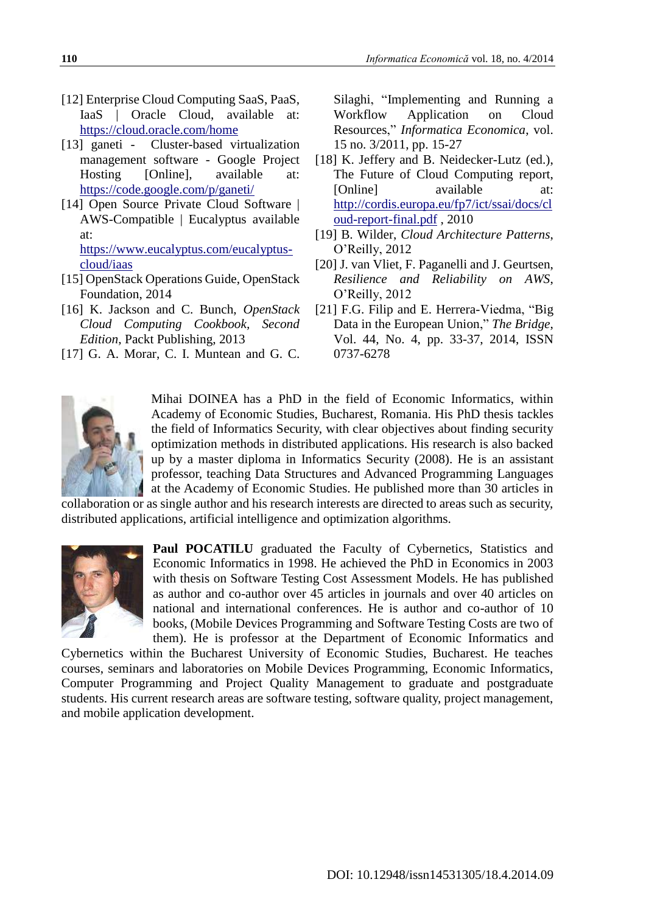[12] Enterprise Cloud Computing SaaS, PaaS, IaaS | Oracle Cloud, available at: https://cloud.oracle.com/home

[13] ganeti - Cluster-based virtualization management software - Google Project Hosting [Online], available at: https://code.google.com/p/ganeti/

[14] Open Source Private Cloud Software | AWS-Compatible | Eucalyptus available at: https://www.eucalyptus.com/eucalyptus-cloud/iaas

[15] OpenStack Operations Guide, OpenStack Foundation, 2014

[16] K. Jackson and C. Bunch, *OpenStack Cloud Computing Cookbook, Second Edition*, Packt Publishing, 2013

[17] G. A. Morar, C. I. Muntean and G. C. Silaghi, "Implementing and Running a Workflow Application on Cloud Resources," *Informatica Economica*, vol. 15 no. 3/2011, pp. 15-27

[18] K. Jeffery and B. Neidecker-Lutz (ed.), The Future of Cloud Computing report, [Online] available at: http://cordis.europa.eu/fp7/ict/ssai/docs/cloud-report-final.pdf , 2010

[19] B. Wilder, *Cloud Architecture Patterns*, O'Reilly, 2012

[20] J. van Vliet, F. Paganelli and J. Geurtsen, *Resilience and Reliability on AWS*, O'Reilly, 2012

[21] F.G. Filip and E. Herrera-Viedma, "Big Data in the European Union," *The Bridge*, Vol. 44, No. 4, pp. 33-37, 2014, ISSN 0737-6278

Mihai DOINEA has a PhD in the field of Economic Informatics, within Academy of Economic Studies, Bucharest, Romania. His PhD thesis tackles the field of Informatics Security, with clear objectives about finding security optimization methods in distributed applications. His research is also backed up by a master diploma in Informatics Security (2008). He is an assistant professor, teaching Data Structures and Advanced Programming Languages at the Academy of Economic Studies. He published more than 30 articles in collaboration or as single author and his research interests are directed to areas such as security, distributed applications, artificial intelligence and optimization algorithms.

**Paul POCATILU** graduated the Faculty of Cybernetics, Statistics and Economic Informatics in 1998. He achieved the PhD in Economics in 2003 with thesis on Software Testing Cost Assessment Models. He has published as author and co-author over 45 articles in journals and over 40 articles on national and international conferences. He is author and co-author of 10 books, (Mobile Devices Programming and Software Testing Costs are two of them). He is professor at the Department of Economic Informatics and Cybernetics within the Bucharest University of Economic Studies, Bucharest. He teaches courses, seminars and laboratories on Mobile Devices Programming, Economic Informatics, Computer Programming and Project Quality Management to graduate and postgraduate students. His current research areas are software testing, software quality, project management, and mobile application development.

DOI: 10.12948/issn14531305/18.4.2014.09